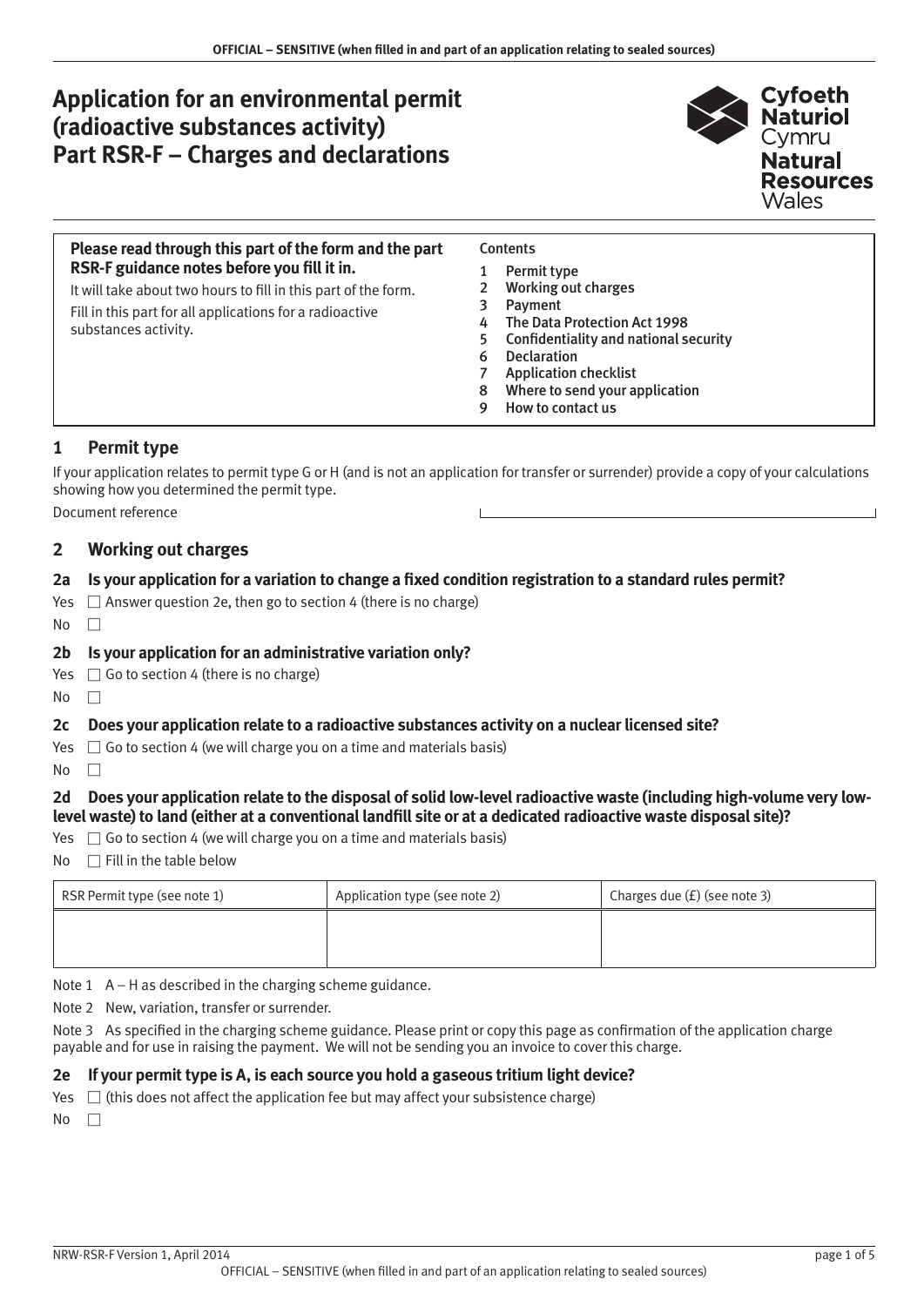# Application for an environmental permit (radioactive substances activity) Part RSR-F – Charges and declarations

**Please read through this part of the form and the part RSR-F guidance notes before you fill it in.**

It will take about two hours to fill in this part of the form.

Fill in this part for all applications for a radioactive substances activity.

Contents

1 Permit type
2 Working out charges
3 Payment
4 The Data Protection Act 1998
5 Confidentiality and national security
6 Declaration
7 Application checklist
8 Where to send your application
9 How to contact us

## 1 Permit type

If your application relates to permit type G or H (and is not an application for transfer or surrender) provide a copy of your calculations showing how you determined the permit type.

Document reference

## 2 Working out charges

### 2a Is your application for a variation to change a fixed condition registration to a standard rules permit?

Yes ☐ Answer question 2e, then go to section 4 (there is no charge)

No ☐

### 2b Is your application for an administrative variation only?

Yes ☐ Go to section 4 (there is no charge)

No ☐

### 2c Does your application relate to a radioactive substances activity on a nuclear licensed site?

Yes ☐ Go to section 4 (we will charge you on a time and materials basis)

No ☐

### 2d Does your application relate to the disposal of solid low-level radioactive waste (including high-volume very low-level waste) to land (either at a conventional landfill site or at a dedicated radioactive waste disposal site)?

Yes ☐ Go to section 4 (we will charge you on a time and materials basis)

No ☐ Fill in the table below

| RSR Permit type (see note 1) | Application type (see note 2) | Charges due (£) (see note 3) |
|---|---|---|
| | | |

Note 1 A – H as described in the charging scheme guidance.

Note 2 New, variation, transfer or surrender.

Note 3 As specified in the charging scheme guidance. Please print or copy this page as confirmation of the application charge payable and for use in raising the payment. We will not be sending you an invoice to cover this charge.

### 2e If your permit type is A, is each source you hold a gaseous tritium light device?

Yes ☐ (this does not affect the application fee but may affect your subsistence charge)

No ☐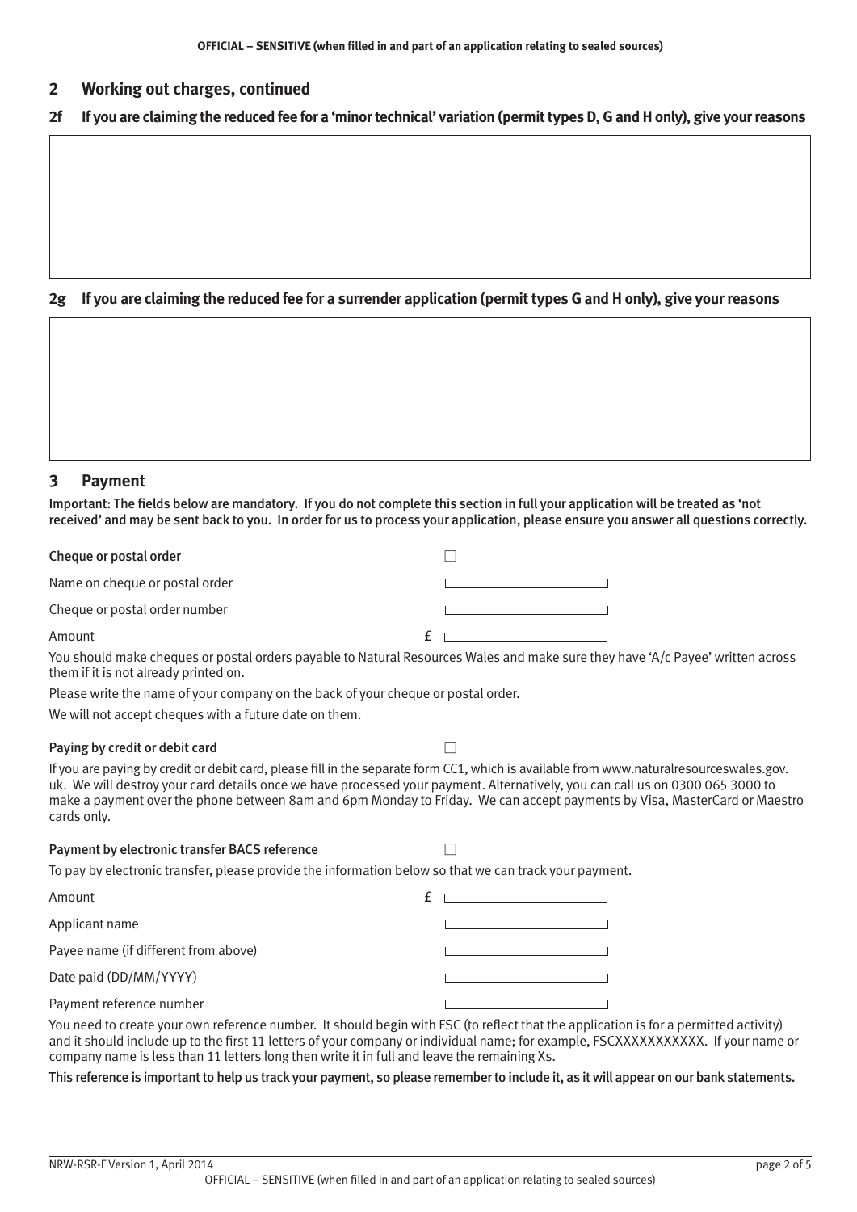## 2 Working out charges, continued

### 2f If you are claiming the reduced fee for a 'minor technical' variation (permit types D, G and H only), give your reasons

### 2g If you are claiming the reduced fee for a surrender application (permit types G and H only), give your reasons

## 3 Payment

**Important: The fields below are mandatory. If you do not complete this section in full your application will be treated as 'not received' and may be sent back to you. In order for us to process your application, please ensure you answer all questions correctly.**

**Cheque or postal order** ☐

Name on cheque or postal order

Cheque or postal order number

Amount £

You should make cheques or postal orders payable to Natural Resources Wales and make sure they have 'A/c Payee' written across them if it is not already printed on.

Please write the name of your company on the back of your cheque or postal order.

We will not accept cheques with a future date on them.

**Paying by credit or debit card** ☐

If you are paying by credit or debit card, please fill in the separate form CC1, which is available from www.naturalresourceswales.gov.uk. We will destroy your card details once we have processed your payment. Alternatively, you can call us on 0300 065 3000 to make a payment over the phone between 8am and 6pm Monday to Friday. We can accept payments by Visa, MasterCard or Maestro cards only.

**Payment by electronic transfer BACS reference** ☐

To pay by electronic transfer, please provide the information below so that we can track your payment.

Amount £

Applicant name

Payee name (if different from above)

Date paid (DD/MM/YYYY)

Payment reference number

You need to create your own reference number. It should begin with FSC (to reflect that the application is for a permitted activity) and it should include up to the first 11 letters of your company or individual name; for example, FSCXXXXXXXXXXX. If your name or company name is less than 11 letters long then write it in full and leave the remaining Xs.

**This reference is important to help us track your payment, so please remember to include it, as it will appear on our bank statements.**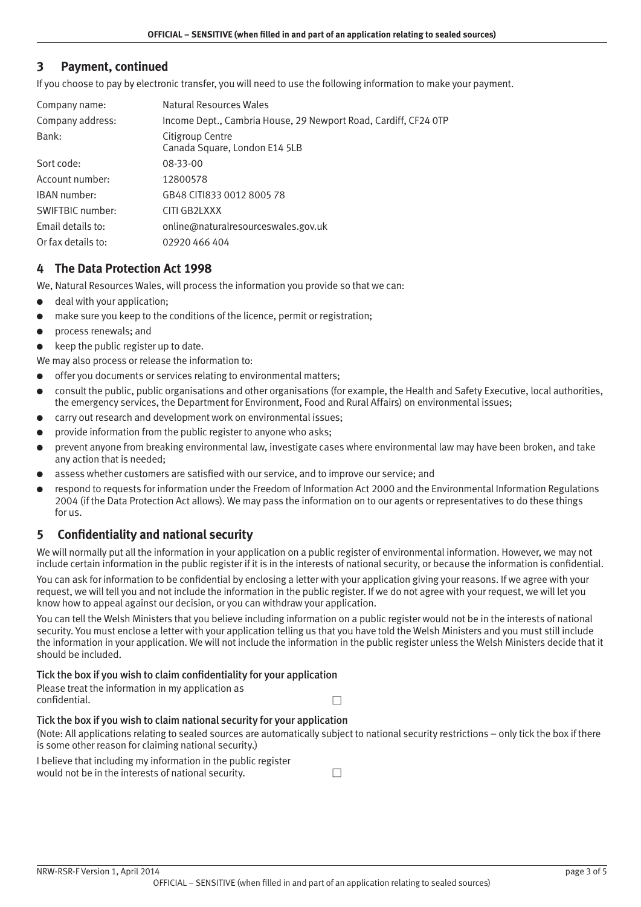## 3 Payment, continued

If you choose to pay by electronic transfer, you will need to use the following information to make your payment.

| | |
|---|---|
| Company name: | Natural Resources Wales |
| Company address: | Income Dept., Cambria House, 29 Newport Road, Cardiff, CF24 0TP |
| Bank: | Citigroup Centre<br>Canada Square, London E14 5LB |
| Sort code: | 08-33-00 |
| Account number: | 12800578 |
| IBAN number: | GB48 CITI833 0012 8005 78 |
| SWIFTBIC number: | CITI GB2LXXX |
| Email details to: | online@naturalresourceswales.gov.uk |
| Or fax details to: | 02920 466 404 |

## 4 The Data Protection Act 1998

We, Natural Resources Wales, will process the information you provide so that we can:

- deal with your application;
- make sure you keep to the conditions of the licence, permit or registration;
- process renewals; and
- keep the public register up to date.

We may also process or release the information to:

- offer you documents or services relating to environmental matters;
- consult the public, public organisations and other organisations (for example, the Health and Safety Executive, local authorities, the emergency services, the Department for Environment, Food and Rural Affairs) on environmental issues;
- carry out research and development work on environmental issues;
- provide information from the public register to anyone who asks;
- prevent anyone from breaking environmental law, investigate cases where environmental law may have been broken, and take any action that is needed;
- assess whether customers are satisfied with our service, and to improve our service; and
- respond to requests for information under the Freedom of Information Act 2000 and the Environmental Information Regulations 2004 (if the Data Protection Act allows). We may pass the information on to our agents or representatives to do these things for us.

## 5 Confidentiality and national security

We will normally put all the information in your application on a public register of environmental information. However, we may not include certain information in the public register if it is in the interests of national security, or because the information is confidential.

You can ask for information to be confidential by enclosing a letter with your application giving your reasons. If we agree with your request, we will tell you and not include the information in the public register. If we do not agree with your request, we will let you know how to appeal against our decision, or you can withdraw your application.

You can tell the Welsh Ministers that you believe including information on a public register would not be in the interests of national security. You must enclose a letter with your application telling us that you have told the Welsh Ministers and you must still include the information in your application. We will not include the information in the public register unless the Welsh Ministers decide that it should be included.

**Tick the box if you wish to claim confidentiality for your application**

Please treat the information in my application as confidential. ☐

**Tick the box if you wish to claim national security for your application**

(Note: All applications relating to sealed sources are automatically subject to national security restrictions – only tick the box if there is some other reason for claiming national security.)

I believe that including my information in the public register would not be in the interests of national security. ☐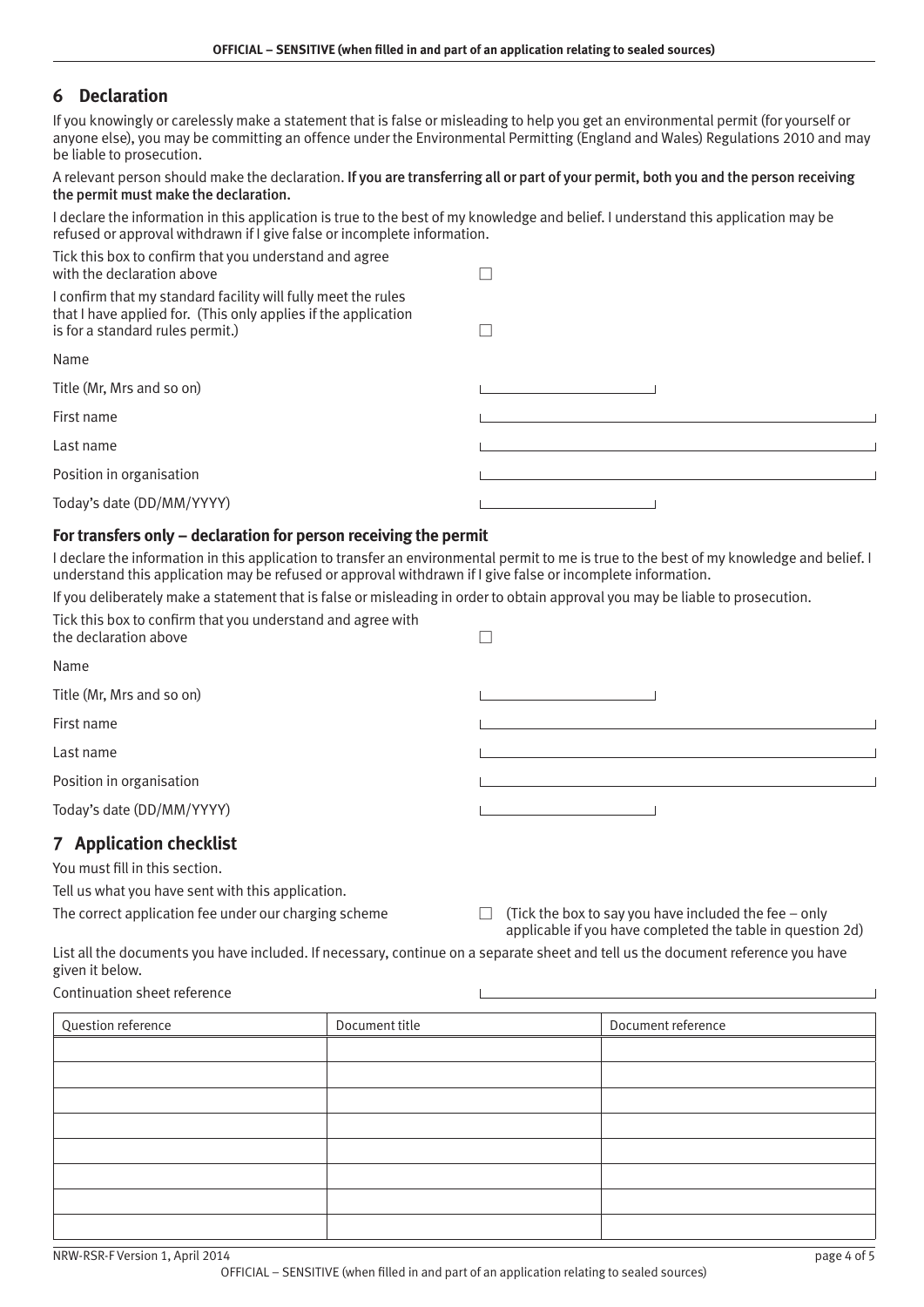## 6 Declaration

If you knowingly or carelessly make a statement that is false or misleading to help you get an environmental permit (for yourself or anyone else), you may be committing an offence under the Environmental Permitting (England and Wales) Regulations 2010 and may be liable to prosecution.

A relevant person should make the declaration. **If you are transferring all or part of your permit, both you and the person receiving the permit must make the declaration.**

I declare the information in this application is true to the best of my knowledge and belief. I understand this application may be refused or approval withdrawn if I give false or incomplete information.

Tick this box to confirm that you understand and agree with the declaration above ☐

I confirm that my standard facility will fully meet the rules that I have applied for. (This only applies if the application is for a standard rules permit.) ☐

Name

Title (Mr, Mrs and so on) \_\_\_\_\_\_\_\_\_\_

First name \_\_\_\_\_\_\_\_\_\_

Last name \_\_\_\_\_\_\_\_\_\_

Position in organisation \_\_\_\_\_\_\_\_\_\_

Today's date (DD/MM/YYYY) \_\_\_\_\_\_\_\_\_\_

### For transfers only – declaration for person receiving the permit

I declare the information in this application to transfer an environmental permit to me is true to the best of my knowledge and belief. I understand this application may be refused or approval withdrawn if I give false or incomplete information.

If you deliberately make a statement that is false or misleading in order to obtain approval you may be liable to prosecution.

Tick this box to confirm that you understand and agree with the declaration above ☐

Name

Title (Mr, Mrs and so on) \_\_\_\_\_\_\_\_\_\_

First name \_\_\_\_\_\_\_\_\_\_

Last name \_\_\_\_\_\_\_\_\_\_

Position in organisation \_\_\_\_\_\_\_\_\_\_

Today's date (DD/MM/YYYY) \_\_\_\_\_\_\_\_\_\_

## 7 Application checklist

You must fill in this section.

Tell us what you have sent with this application.

The correct application fee under our charging scheme ☐ (Tick the box to say you have included the fee – only applicable if you have completed the table in question 2d)

List all the documents you have included. If necessary, continue on a separate sheet and tell us the document reference you have given it below.

Continuation sheet reference \_\_\_\_\_\_\_\_\_\_

| Question reference | Document title | Document reference |
|---|---|---|
| | | |
| | | |
| | | |
| | | |
| | | |
| | | |
| | | |
| | | |

NRW-RSR-F Version 1, April 2014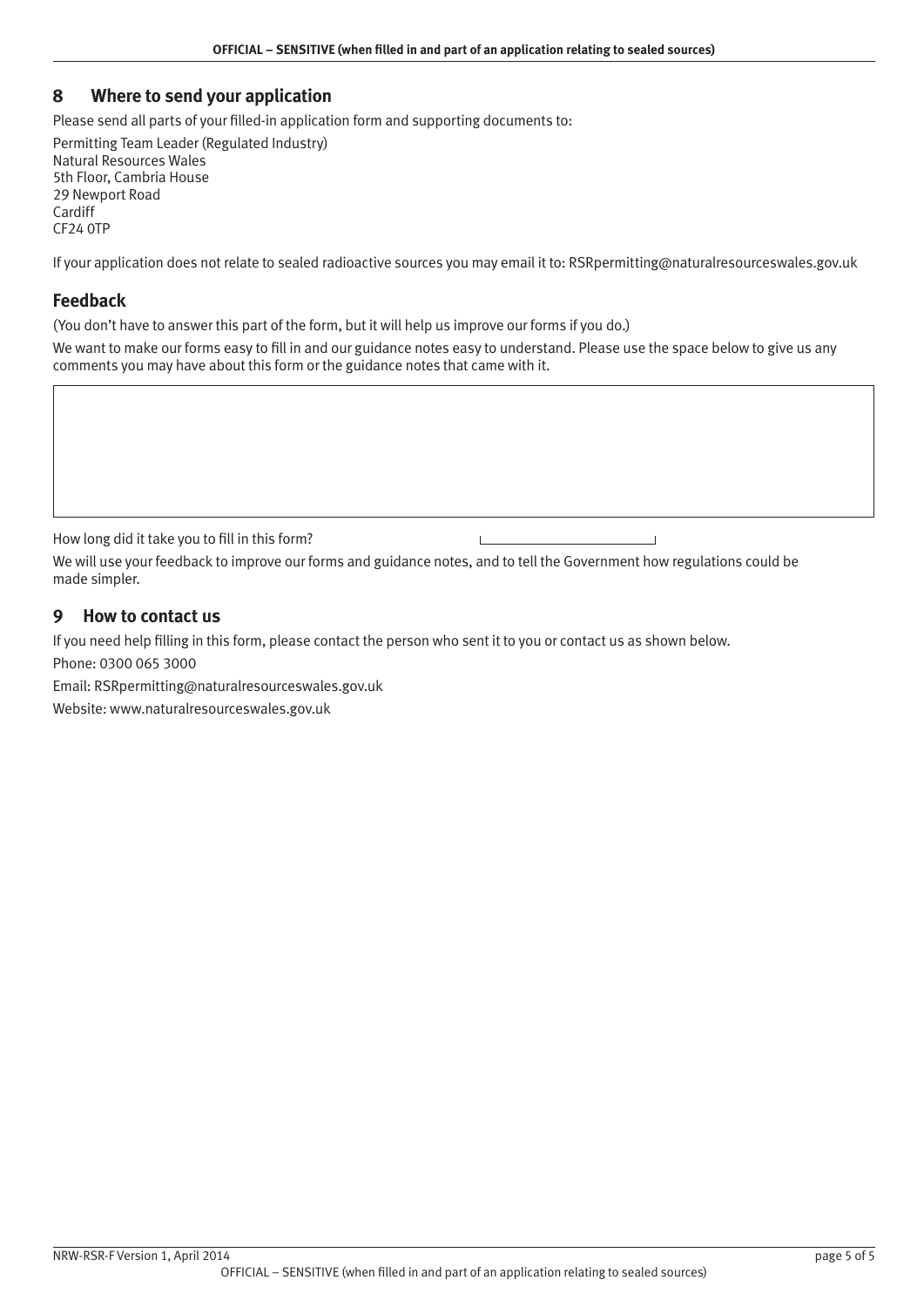## 8 Where to send your application

Please send all parts of your filled-in application form and supporting documents to:

Permitting Team Leader (Regulated Industry)
Natural Resources Wales
5th Floor, Cambria House
29 Newport Road
Cardiff
CF24 0TP

If your application does not relate to sealed radioactive sources you may email it to: RSRpermitting@naturalresourceswales.gov.uk

## Feedback

(You don't have to answer this part of the form, but it will help us improve our forms if you do.)

We want to make our forms easy to fill in and our guidance notes easy to understand. Please use the space below to give us any comments you may have about this form or the guidance notes that came with it.

How long did it take you to fill in this form?

We will use your feedback to improve our forms and guidance notes, and to tell the Government how regulations could be made simpler.

## 9 How to contact us

If you need help filling in this form, please contact the person who sent it to you or contact us as shown below.

Phone: 0300 065 3000

Email: RSRpermitting@naturalresourceswales.gov.uk

Website: www.naturalresourceswales.gov.uk

NRW-RSR-F Version 1, April 2014